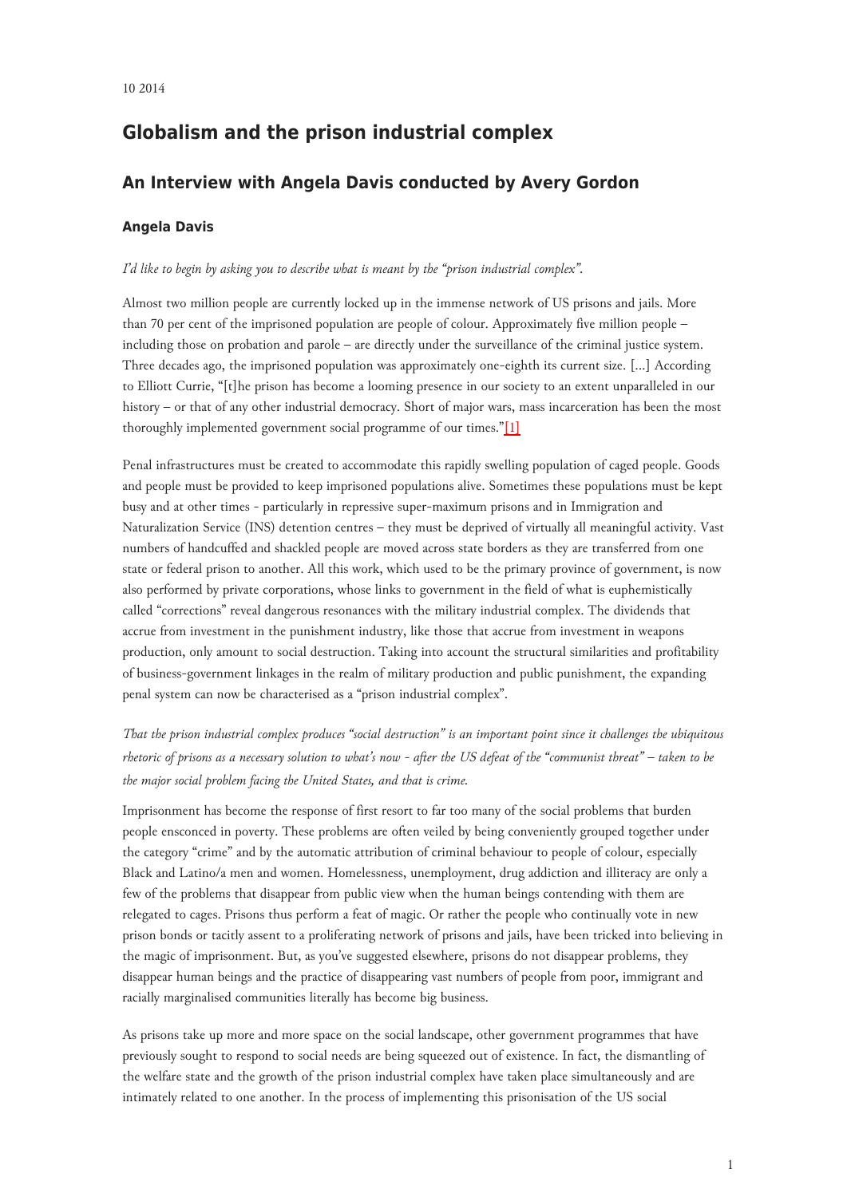10 2014

## Globalism and the prison industrial complex

## An Interview with Angela Davis conducted by Avery Gordon

### Angela Davis

*I'd like to begin by asking you to describe what is meant by the "prison industrial complex".*

Almost two million people are currently locked up in the immense network of US prisons and jails. More than 70 per cent of the imprisoned population are people of colour. Approximately five million people – including those on probation and parole – are directly under the surveillance of the criminal justice system. Three decades ago, the imprisoned population was approximately one-eighth its current size. [...] According to Elliott Currie, "[t]he prison has become a looming presence in our society to an extent unparalleled in our history – or that of any other industrial democracy. Short of major wars, mass incarceration has been the most thoroughly implemented government social programme of our times."[1]

Penal infrastructures must be created to accommodate this rapidly swelling population of caged people. Goods and people must be provided to keep imprisoned populations alive. Sometimes these populations must be kept busy and at other times - particularly in repressive super-maximum prisons and in Immigration and Naturalization Service (INS) detention centres – they must be deprived of virtually all meaningful activity. Vast numbers of handcuffed and shackled people are moved across state borders as they are transferred from one state or federal prison to another. All this work, which used to be the primary province of government, is now also performed by private corporations, whose links to government in the field of what is euphemistically called "corrections" reveal dangerous resonances with the military industrial complex. The dividends that accrue from investment in the punishment industry, like those that accrue from investment in weapons production, only amount to social destruction. Taking into account the structural similarities and profitability of business-government linkages in the realm of military production and public punishment, the expanding penal system can now be characterised as a "prison industrial complex".

*That the prison industrial complex produces "social destruction" is an important point since it challenges the ubiquitous rhetoric of prisons as a necessary solution to what's now - after the US defeat of the "communist threat" – taken to be the major social problem facing the United States, and that is crime.*

Imprisonment has become the response of first resort to far too many of the social problems that burden people ensconced in poverty. These problems are often veiled by being conveniently grouped together under the category "crime" and by the automatic attribution of criminal behaviour to people of colour, especially Black and Latino/a men and women. Homelessness, unemployment, drug addiction and illiteracy are only a few of the problems that disappear from public view when the human beings contending with them are relegated to cages. Prisons thus perform a feat of magic. Or rather the people who continually vote in new prison bonds or tacitly assent to a proliferating network of prisons and jails, have been tricked into believing in the magic of imprisonment. But, as you've suggested elsewhere, prisons do not disappear problems, they disappear human beings and the practice of disappearing vast numbers of people from poor, immigrant and racially marginalised communities literally has become big business.

As prisons take up more and more space on the social landscape, other government programmes that have previously sought to respond to social needs are being squeezed out of existence. In fact, the dismantling of the welfare state and the growth of the prison industrial complex have taken place simultaneously and are intimately related to one another. In the process of implementing this prisonisation of the US social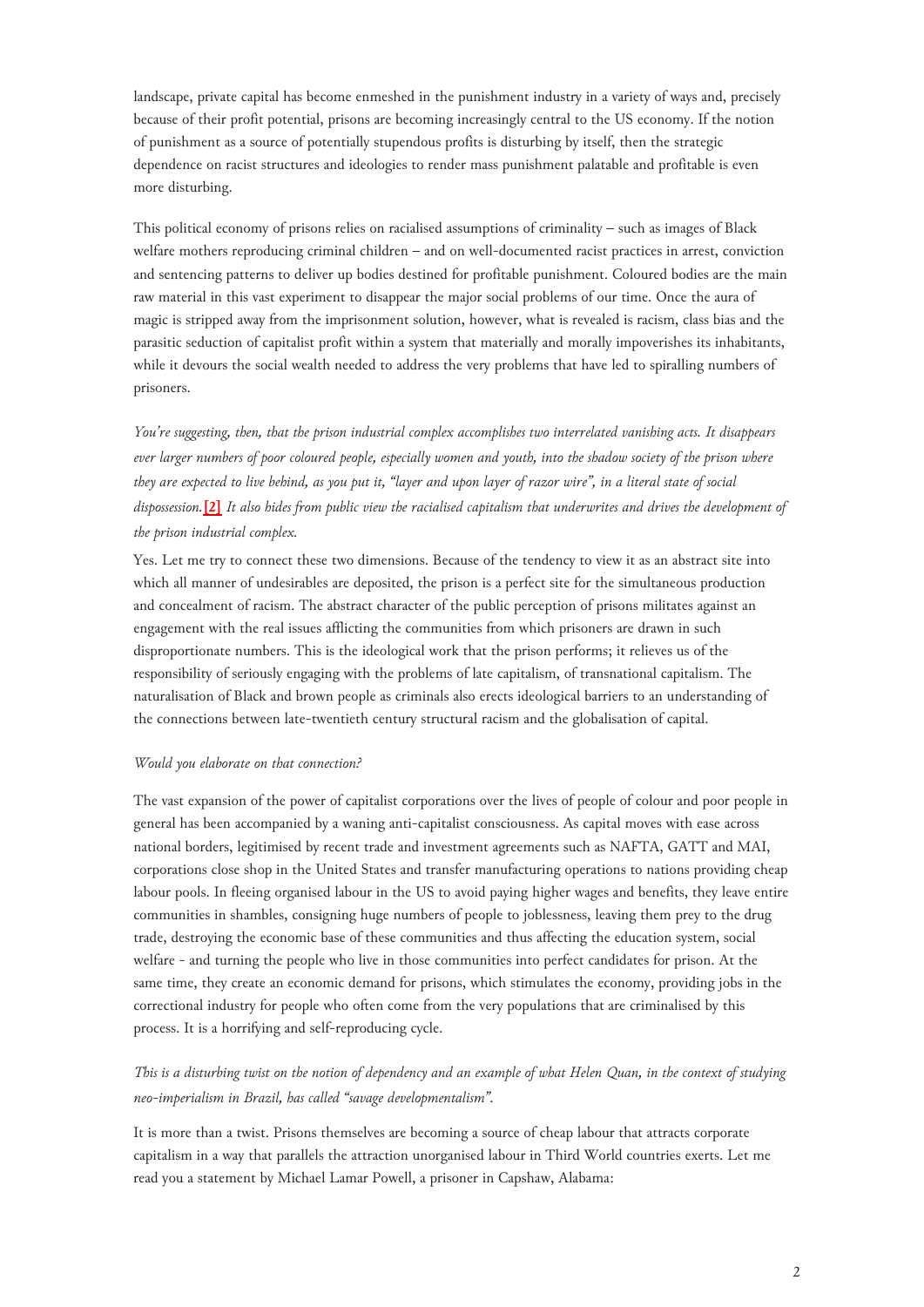landscape, private capital has become enmeshed in the punishment industry in a variety of ways and, precisely because of their profit potential, prisons are becoming increasingly central to the US economy. If the notion of punishment as a source of potentially stupendous profits is disturbing by itself, then the strategic dependence on racist structures and ideologies to render mass punishment palatable and profitable is even more disturbing.

This political economy of prisons relies on racialised assumptions of criminality – such as images of Black welfare mothers reproducing criminal children – and on well-documented racist practices in arrest, conviction and sentencing patterns to deliver up bodies destined for profitable punishment. Coloured bodies are the main raw material in this vast experiment to disappear the major social problems of our time. Once the aura of magic is stripped away from the imprisonment solution, however, what is revealed is racism, class bias and the parasitic seduction of capitalist profit within a system that materially and morally impoverishes its inhabitants, while it devours the social wealth needed to address the very problems that have led to spiralling numbers of prisoners.

*You're suggesting, then, that the prison industrial complex accomplishes two interrelated vanishing acts. It disappears ever larger numbers of poor coloured people, especially women and youth, into the shadow society of the prison where they are expected to live behind, as you put it, "layer and upon layer of razor wire", in a literal state of social dispossession.* **[2]** *It also hides from public view the racialised capitalism that underwrites and drives the development of the prison industrial complex.*

Yes. Let me try to connect these two dimensions. Because of the tendency to view it as an abstract site into which all manner of undesirables are deposited, the prison is a perfect site for the simultaneous production and concealment of racism. The abstract character of the public perception of prisons militates against an engagement with the real issues afflicting the communities from which prisoners are drawn in such disproportionate numbers. This is the ideological work that the prison performs; it relieves us of the responsibility of seriously engaging with the problems of late capitalism, of transnational capitalism. The naturalisation of Black and brown people as criminals also erects ideological barriers to an understanding of the connections between late-twentieth century structural racism and the globalisation of capital.

*Would you elaborate on that connection?*

The vast expansion of the power of capitalist corporations over the lives of people of colour and poor people in general has been accompanied by a waning anti-capitalist consciousness. As capital moves with ease across national borders, legitimised by recent trade and investment agreements such as NAFTA, GATT and MAI, corporations close shop in the United States and transfer manufacturing operations to nations providing cheap labour pools. In fleeing organised labour in the US to avoid paying higher wages and benefits, they leave entire communities in shambles, consigning huge numbers of people to joblessness, leaving them prey to the drug trade, destroying the economic base of these communities and thus affecting the education system, social welfare - and turning the people who live in those communities into perfect candidates for prison. At the same time, they create an economic demand for prisons, which stimulates the economy, providing jobs in the correctional industry for people who often come from the very populations that are criminalised by this process. It is a horrifying and self-reproducing cycle.

*This is a disturbing twist on the notion of dependency and an example of what Helen Quan, in the context of studying neo-imperialism in Brazil, has called "savage developmentalism".*

It is more than a twist. Prisons themselves are becoming a source of cheap labour that attracts corporate capitalism in a way that parallels the attraction unorganised labour in Third World countries exerts. Let me read you a statement by Michael Lamar Powell, a prisoner in Capshaw, Alabama: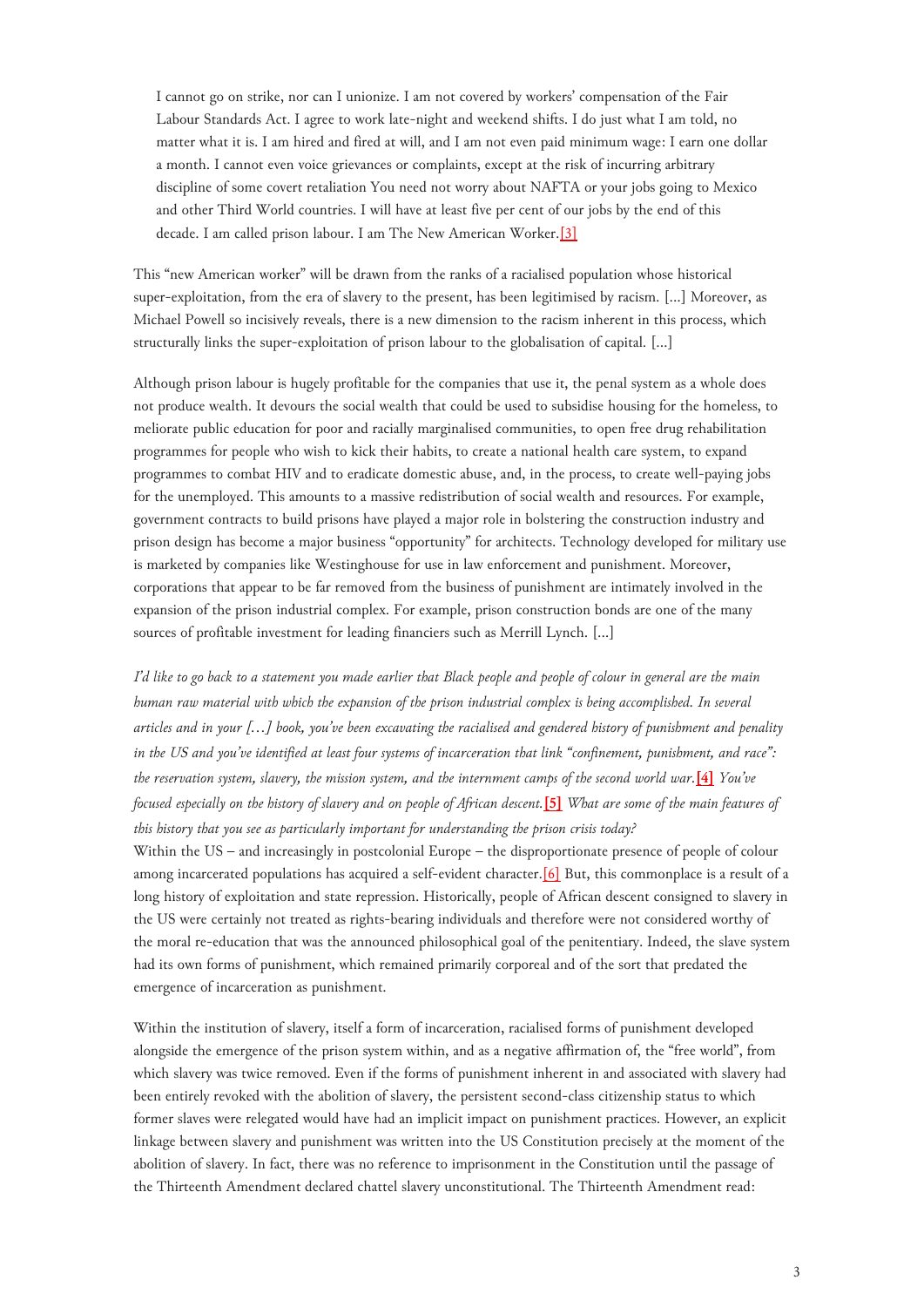> I cannot go on strike, nor can I unionize. I am not covered by workers' compensation of the Fair Labour Standards Act. I agree to work late-night and weekend shifts. I do just what I am told, no matter what it is. I am hired and fired at will, and I am not even paid minimum wage: I earn one dollar a month. I cannot even voice grievances or complaints, except at the risk of incurring arbitrary discipline of some covert retaliation You need not worry about NAFTA or your jobs going to Mexico and other Third World countries. I will have at least five per cent of our jobs by the end of this decade. I am called prison labour. I am The New American Worker.[3]

This "new American worker" will be drawn from the ranks of a racialised population whose historical super-exploitation, from the era of slavery to the present, has been legitimised by racism. [...] Moreover, as Michael Powell so incisively reveals, there is a new dimension to the racism inherent in this process, which structurally links the super-exploitation of prison labour to the globalisation of capital. [...]

Although prison labour is hugely profitable for the companies that use it, the penal system as a whole does not produce wealth. It devours the social wealth that could be used to subsidise housing for the homeless, to meliorate public education for poor and racially marginalised communities, to open free drug rehabilitation programmes for people who wish to kick their habits, to create a national health care system, to expand programmes to combat HIV and to eradicate domestic abuse, and, in the process, to create well-paying jobs for the unemployed. This amounts to a massive redistribution of social wealth and resources. For example, government contracts to build prisons have played a major role in bolstering the construction industry and prison design has become a major business "opportunity" for architects. Technology developed for military use is marketed by companies like Westinghouse for use in law enforcement and punishment. Moreover, corporations that appear to be far removed from the business of punishment are intimately involved in the expansion of the prison industrial complex. For example, prison construction bonds are one of the many sources of profitable investment for leading financiers such as Merrill Lynch. [...]

*I'd like to go back to a statement you made earlier that Black people and people of colour in general are the main human raw material with which the expansion of the prison industrial complex is being accomplished. In several articles and in your […] book, you've been excavating the racialised and gendered history of punishment and penality in the US and you've identified at least four systems of incarceration that link "confinement, punishment, and race": the reservation system, slavery, the mission system, and the internment camps of the second world war.* **[4]** *You've focused especially on the history of slavery and on people of African descent.* **[5]** *What are some of the main features of this history that you see as particularly important for understanding the prison crisis today?*

Within the US – and increasingly in postcolonial Europe – the disproportionate presence of people of colour among incarcerated populations has acquired a self-evident character.[6] But, this commonplace is a result of a long history of exploitation and state repression. Historically, people of African descent consigned to slavery in the US were certainly not treated as rights-bearing individuals and therefore were not considered worthy of the moral re-education that was the announced philosophical goal of the penitentiary. Indeed, the slave system had its own forms of punishment, which remained primarily corporeal and of the sort that predated the emergence of incarceration as punishment.

Within the institution of slavery, itself a form of incarceration, racialised forms of punishment developed alongside the emergence of the prison system within, and as a negative affirmation of, the "free world", from which slavery was twice removed. Even if the forms of punishment inherent in and associated with slavery had been entirely revoked with the abolition of slavery, the persistent second-class citizenship status to which former slaves were relegated would have had an implicit impact on punishment practices. However, an explicit linkage between slavery and punishment was written into the US Constitution precisely at the moment of the abolition of slavery. In fact, there was no reference to imprisonment in the Constitution until the passage of the Thirteenth Amendment declared chattel slavery unconstitutional. The Thirteenth Amendment read: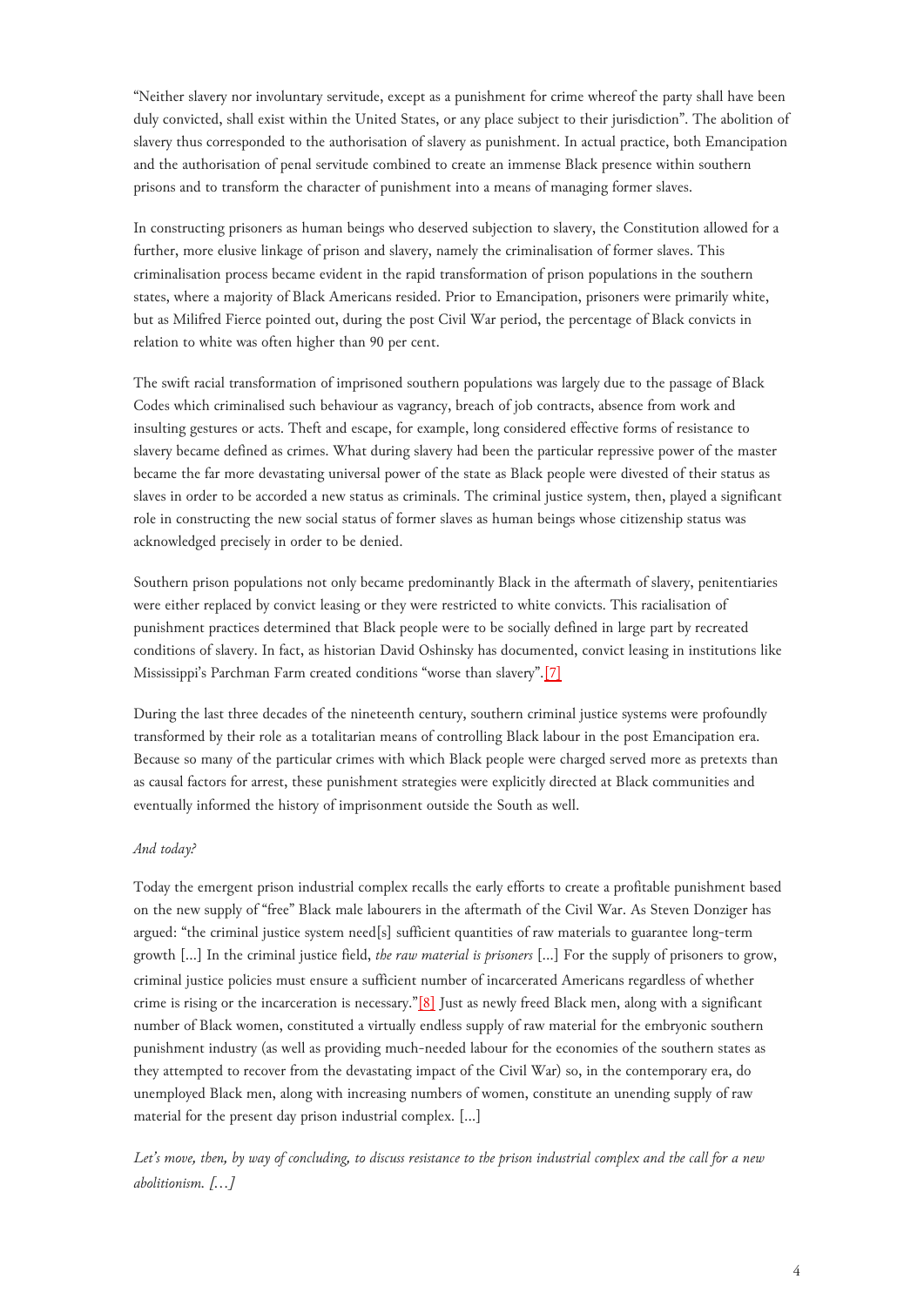"Neither slavery nor involuntary servitude, except as a punishment for crime whereof the party shall have been duly convicted, shall exist within the United States, or any place subject to their jurisdiction". The abolition of slavery thus corresponded to the authorisation of slavery as punishment. In actual practice, both Emancipation and the authorisation of penal servitude combined to create an immense Black presence within southern prisons and to transform the character of punishment into a means of managing former slaves.

In constructing prisoners as human beings who deserved subjection to slavery, the Constitution allowed for a further, more elusive linkage of prison and slavery, namely the criminalisation of former slaves. This criminalisation process became evident in the rapid transformation of prison populations in the southern states, where a majority of Black Americans resided. Prior to Emancipation, prisoners were primarily white, but as Milifred Fierce pointed out, during the post Civil War period, the percentage of Black convicts in relation to white was often higher than 90 per cent.

The swift racial transformation of imprisoned southern populations was largely due to the passage of Black Codes which criminalised such behaviour as vagrancy, breach of job contracts, absence from work and insulting gestures or acts. Theft and escape, for example, long considered effective forms of resistance to slavery became defined as crimes. What during slavery had been the particular repressive power of the master became the far more devastating universal power of the state as Black people were divested of their status as slaves in order to be accorded a new status as criminals. The criminal justice system, then, played a significant role in constructing the new social status of former slaves as human beings whose citizenship status was acknowledged precisely in order to be denied.

Southern prison populations not only became predominantly Black in the aftermath of slavery, penitentiaries were either replaced by convict leasing or they were restricted to white convicts. This racialisation of punishment practices determined that Black people were to be socially defined in large part by recreated conditions of slavery. In fact, as historian David Oshinsky has documented, convict leasing in institutions like Mississippi's Parchman Farm created conditions "worse than slavery".[7]

During the last three decades of the nineteenth century, southern criminal justice systems were profoundly transformed by their role as a totalitarian means of controlling Black labour in the post Emancipation era. Because so many of the particular crimes with which Black people were charged served more as pretexts than as causal factors for arrest, these punishment strategies were explicitly directed at Black communities and eventually informed the history of imprisonment outside the South as well.

*And today?*

Today the emergent prison industrial complex recalls the early efforts to create a profitable punishment based on the new supply of "free" Black male labourers in the aftermath of the Civil War. As Steven Donziger has argued: "the criminal justice system need[s] sufficient quantities of raw materials to guarantee long-term growth [...] In the criminal justice field, *the raw material is prisoners* [...] For the supply of prisoners to grow, criminal justice policies must ensure a sufficient number of incarcerated Americans regardless of whether crime is rising or the incarceration is necessary."[8] Just as newly freed Black men, along with a significant number of Black women, constituted a virtually endless supply of raw material for the embryonic southern punishment industry (as well as providing much-needed labour for the economies of the southern states as they attempted to recover from the devastating impact of the Civil War) so, in the contemporary era, do unemployed Black men, along with increasing numbers of women, constitute an unending supply of raw material for the present day prison industrial complex. [...]

*Let's move, then, by way of concluding, to discuss resistance to the prison industrial complex and the call for a new abolitionism. […]*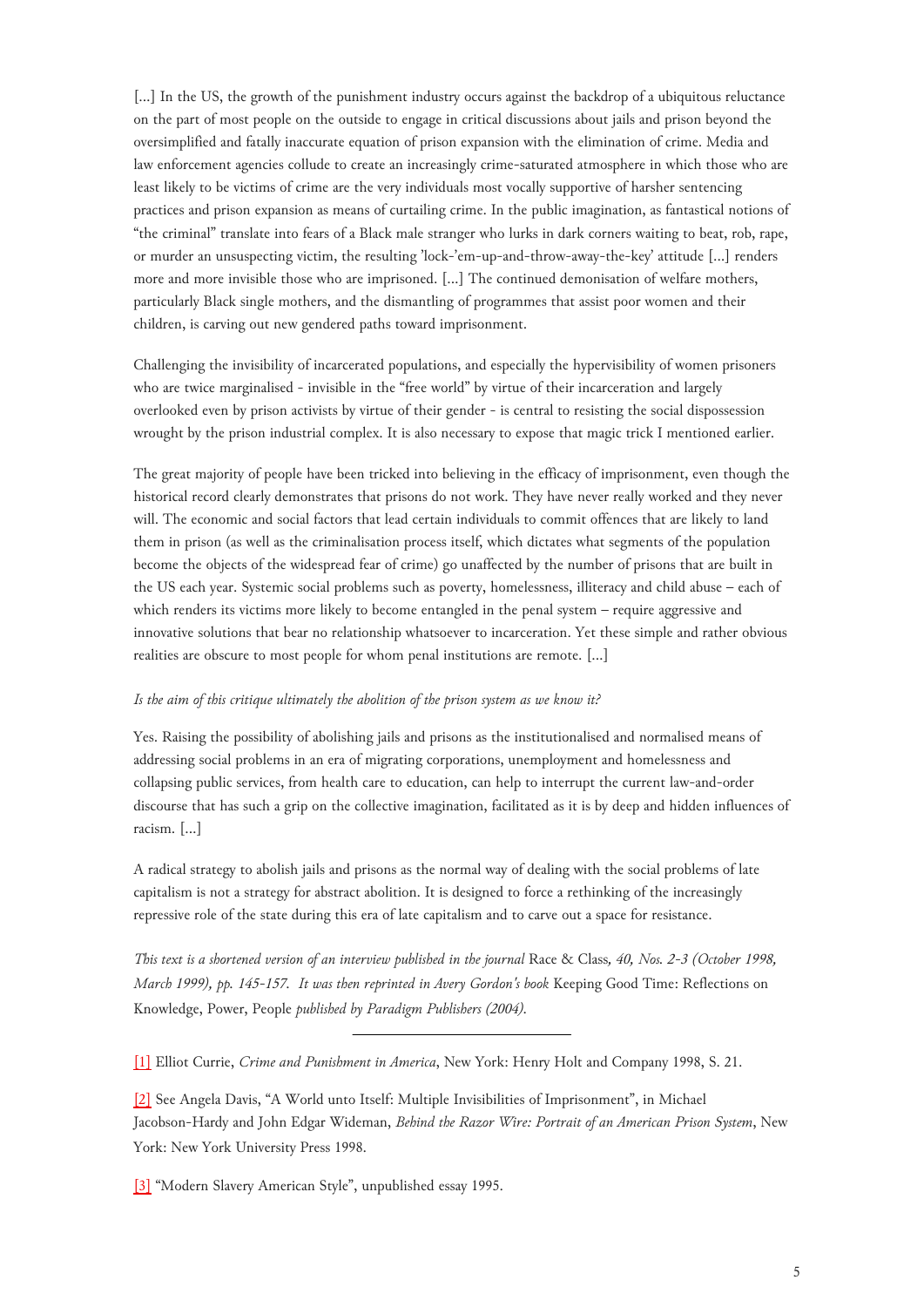[...] In the US, the growth of the punishment industry occurs against the backdrop of a ubiquitous reluctance on the part of most people on the outside to engage in critical discussions about jails and prison beyond the oversimplified and fatally inaccurate equation of prison expansion with the elimination of crime. Media and law enforcement agencies collude to create an increasingly crime-saturated atmosphere in which those who are least likely to be victims of crime are the very individuals most vocally supportive of harsher sentencing practices and prison expansion as means of curtailing crime. In the public imagination, as fantastical notions of "the criminal" translate into fears of a Black male stranger who lurks in dark corners waiting to beat, rob, rape, or murder an unsuspecting victim, the resulting 'lock-'em-up-and-throw-away-the-key' attitude [...] renders more and more invisible those who are imprisoned. [...] The continued demonisation of welfare mothers, particularly Black single mothers, and the dismantling of programmes that assist poor women and their children, is carving out new gendered paths toward imprisonment.

Challenging the invisibility of incarcerated populations, and especially the hypervisibility of women prisoners who are twice marginalised - invisible in the "free world" by virtue of their incarceration and largely overlooked even by prison activists by virtue of their gender - is central to resisting the social dispossession wrought by the prison industrial complex. It is also necessary to expose that magic trick I mentioned earlier.

The great majority of people have been tricked into believing in the efficacy of imprisonment, even though the historical record clearly demonstrates that prisons do not work. They have never really worked and they never will. The economic and social factors that lead certain individuals to commit offences that are likely to land them in prison (as well as the criminalisation process itself, which dictates what segments of the population become the objects of the widespread fear of crime) go unaffected by the number of prisons that are built in the US each year. Systemic social problems such as poverty, homelessness, illiteracy and child abuse – each of which renders its victims more likely to become entangled in the penal system – require aggressive and innovative solutions that bear no relationship whatsoever to incarceration. Yet these simple and rather obvious realities are obscure to most people for whom penal institutions are remote. [...]

*Is the aim of this critique ultimately the abolition of the prison system as we know it?*

Yes. Raising the possibility of abolishing jails and prisons as the institutionalised and normalised means of addressing social problems in an era of migrating corporations, unemployment and homelessness and collapsing public services, from health care to education, can help to interrupt the current law-and-order discourse that has such a grip on the collective imagination, facilitated as it is by deep and hidden influences of racism. [...]

A radical strategy to abolish jails and prisons as the normal way of dealing with the social problems of late capitalism is not a strategy for abstract abolition. It is designed to force a rethinking of the increasingly repressive role of the state during this era of late capitalism and to carve out a space for resistance.

*This text is a shortened version of an interview published in the journal* Race & Class*, 40, Nos. 2-3 (October 1998, March 1999), pp. 145-157. It was then reprinted in Avery Gordon's book* Keeping Good Time: Reflections on Knowledge, Power, People *published by Paradigm Publishers (2004).*

---

[1] Elliot Currie, *Crime and Punishment in America*, New York: Henry Holt and Company 1998, S. 21.

[2] See Angela Davis, "A World unto Itself: Multiple Invisibilities of Imprisonment", in Michael Jacobson-Hardy and John Edgar Wideman, *Behind the Razor Wire: Portrait of an American Prison System*, New York: New York University Press 1998.

[3] "Modern Slavery American Style", unpublished essay 1995.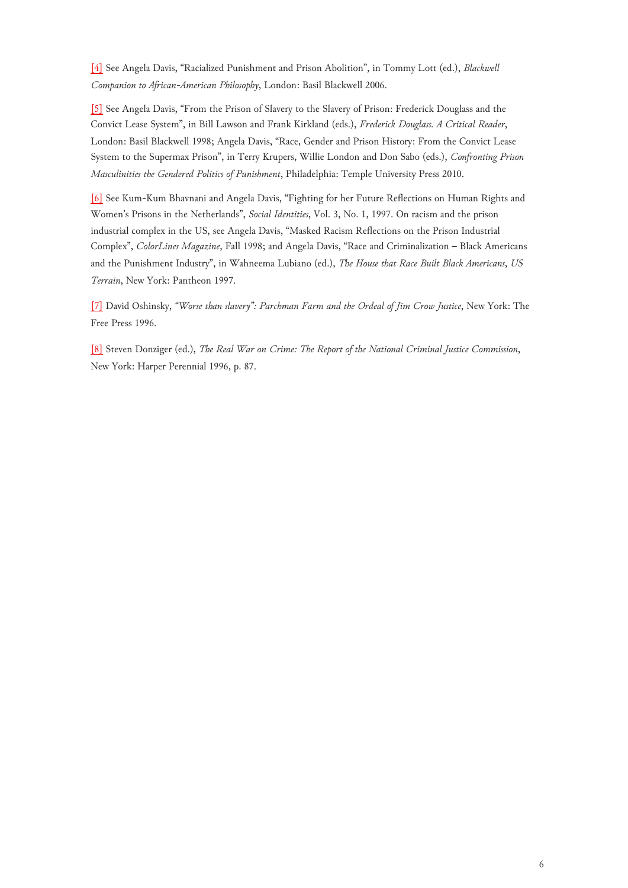[4] See Angela Davis, "Racialized Punishment and Prison Abolition", in Tommy Lott (ed.), *Blackwell Companion to African-American Philosophy*, London: Basil Blackwell 2006.

[5] See Angela Davis, "From the Prison of Slavery to the Slavery of Prison: Frederick Douglass and the Convict Lease System", in Bill Lawson and Frank Kirkland (eds.), *Frederick Douglass. A Critical Reader*, London: Basil Blackwell 1998; Angela Davis, "Race, Gender and Prison History: From the Convict Lease System to the Supermax Prison", in Terry Krupers, Willie London and Don Sabo (eds.), *Confronting Prison Masculinities the Gendered Politics of Punishment*, Philadelphia: Temple University Press 2010.

[6] See Kum-Kum Bhavnani and Angela Davis, "Fighting for her Future Reflections on Human Rights and Women's Prisons in the Netherlands", *Social Identities*, Vol. 3, No. 1, 1997. On racism and the prison industrial complex in the US, see Angela Davis, "Masked Racism Reflections on the Prison Industrial Complex", *ColorLines Magazine*, Fall 1998; and Angela Davis, "Race and Criminalization – Black Americans and the Punishment Industry", in Wahneema Lubiano (ed.), *The House that Race Built Black Americans*, *US Terrain*, New York: Pantheon 1997.

[7] David Oshinsky, *"Worse than slavery": Parchman Farm and the Ordeal of Jim Crow Justice*, New York: The Free Press 1996.

[8] Steven Donziger (ed.), *The Real War on Crime: The Report of the National Criminal Justice Commission*, New York: Harper Perennial 1996, p. 87.